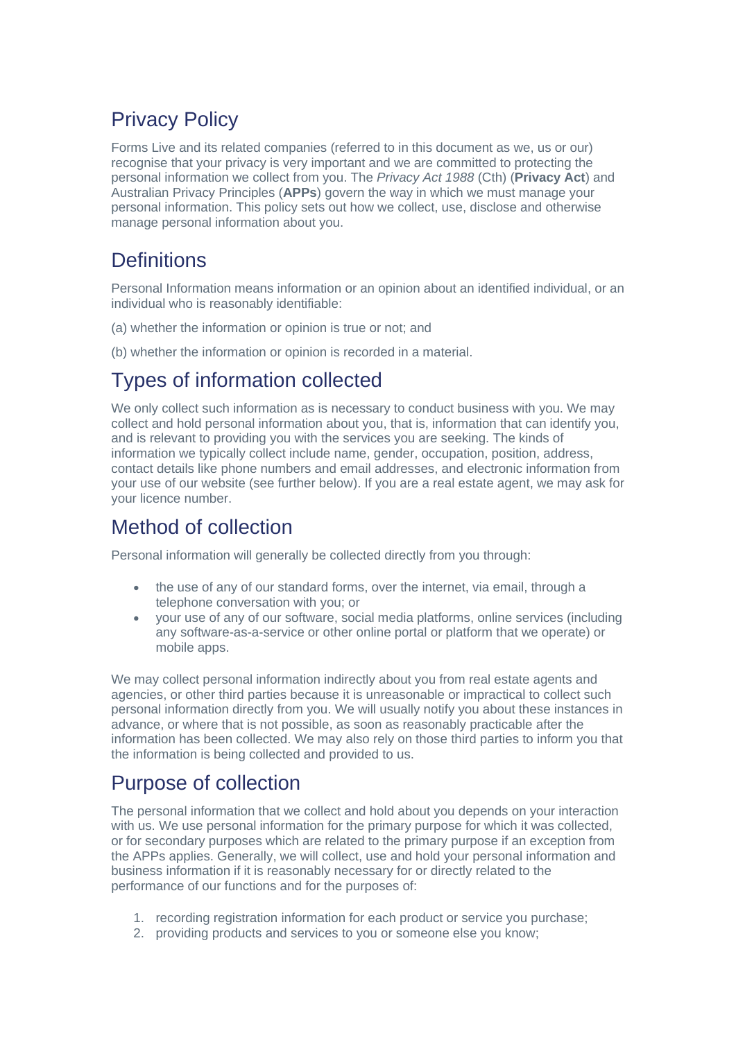# Privacy Policy

Forms Live and its related companies (referred to in this document as we, us or our) recognise that your privacy is very important and we are committed to protecting the personal information we collect from you. The *Privacy Act 1988* (Cth) (**Privacy Act**) and Australian Privacy Principles (**APPs**) govern the way in which we must manage your personal information. This policy sets out how we collect, use, disclose and otherwise manage personal information about you.

# Definitions

Personal Information means information or an opinion about an identified individual, or an individual who is reasonably identifiable:

(a) whether the information or opinion is true or not; and

(b) whether the information or opinion is recorded in a material.

# Types of information collected

We only collect such information as is necessary to conduct business with you. We may collect and hold personal information about you, that is, information that can identify you, and is relevant to providing you with the services you are seeking. The kinds of information we typically collect include name, gender, occupation, position, address, contact details like phone numbers and email addresses, and electronic information from your use of our website (see further below). If you are a real estate agent, we may ask for your licence number.

# Method of collection

Personal information will generally be collected directly from you through:

- the use of any of our standard forms, over the internet, via email, through a telephone conversation with you; or
- your use of any of our software, social media platforms, online services (including any software-as-a-service or other online portal or platform that we operate) or mobile apps.

We may collect personal information indirectly about you from real estate agents and agencies, or other third parties because it is unreasonable or impractical to collect such personal information directly from you. We will usually notify you about these instances in advance, or where that is not possible, as soon as reasonably practicable after the information has been collected. We may also rely on those third parties to inform you that the information is being collected and provided to us.

# Purpose of collection

The personal information that we collect and hold about you depends on your interaction with us. We use personal information for the primary purpose for which it was collected, or for secondary purposes which are related to the primary purpose if an exception from the APPs applies. Generally, we will collect, use and hold your personal information and business information if it is reasonably necessary for or directly related to the performance of our functions and for the purposes of:

1. recording registration information for each product or service you purchase;
2. providing products and services to you or someone else you know;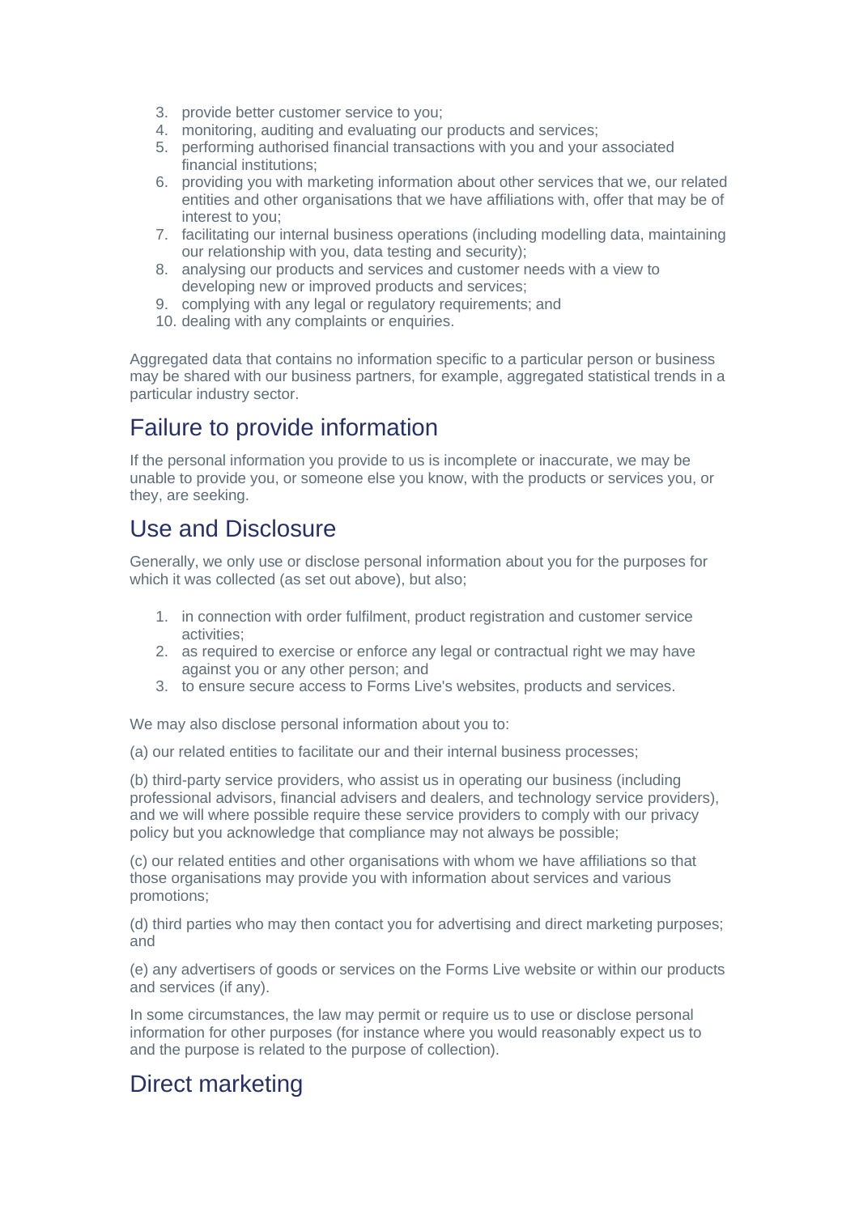3. provide better customer service to you;
4. monitoring, auditing and evaluating our products and services;
5. performing authorised financial transactions with you and your associated financial institutions;
6. providing you with marketing information about other services that we, our related entities and other organisations that we have affiliations with, offer that may be of interest to you;
7. facilitating our internal business operations (including modelling data, maintaining our relationship with you, data testing and security);
8. analysing our products and services and customer needs with a view to developing new or improved products and services;
9. complying with any legal or regulatory requirements; and
10. dealing with any complaints or enquiries.

Aggregated data that contains no information specific to a particular person or business may be shared with our business partners, for example, aggregated statistical trends in a particular industry sector.

## Failure to provide information

If the personal information you provide to us is incomplete or inaccurate, we may be unable to provide you, or someone else you know, with the products or services you, or they, are seeking.

## Use and Disclosure

Generally, we only use or disclose personal information about you for the purposes for which it was collected (as set out above), but also;

1. in connection with order fulfilment, product registration and customer service activities;
2. as required to exercise or enforce any legal or contractual right we may have against you or any other person; and
3. to ensure secure access to Forms Live's websites, products and services.

We may also disclose personal information about you to:

(a) our related entities to facilitate our and their internal business processes;

(b) third-party service providers, who assist us in operating our business (including professional advisors, financial advisers and dealers, and technology service providers), and we will where possible require these service providers to comply with our privacy policy but you acknowledge that compliance may not always be possible;

(c) our related entities and other organisations with whom we have affiliations so that those organisations may provide you with information about services and various promotions;

(d) third parties who may then contact you for advertising and direct marketing purposes; and

(e) any advertisers of goods or services on the Forms Live website or within our products and services (if any).

In some circumstances, the law may permit or require us to use or disclose personal information for other purposes (for instance where you would reasonably expect us to and the purpose is related to the purpose of collection).

## Direct marketing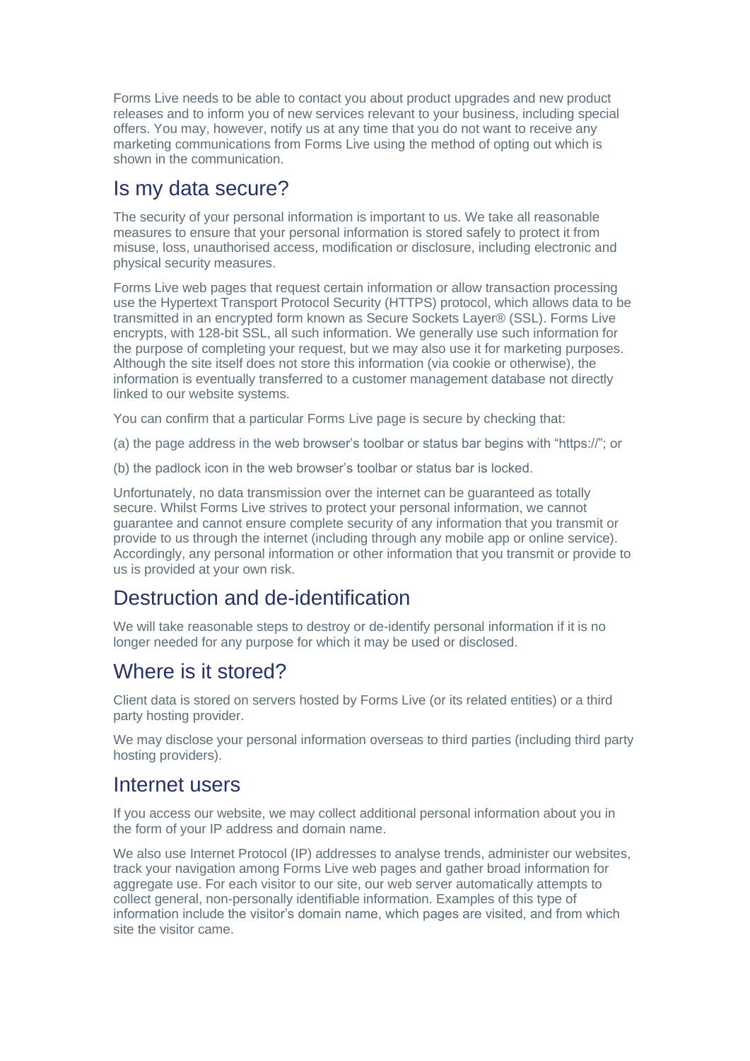Forms Live needs to be able to contact you about product upgrades and new product releases and to inform you of new services relevant to your business, including special offers. You may, however, notify us at any time that you do not want to receive any marketing communications from Forms Live using the method of opting out which is shown in the communication.

## Is my data secure?

The security of your personal information is important to us. We take all reasonable measures to ensure that your personal information is stored safely to protect it from misuse, loss, unauthorised access, modification or disclosure, including electronic and physical security measures.

Forms Live web pages that request certain information or allow transaction processing use the Hypertext Transport Protocol Security (HTTPS) protocol, which allows data to be transmitted in an encrypted form known as Secure Sockets Layer® (SSL). Forms Live encrypts, with 128-bit SSL, all such information. We generally use such information for the purpose of completing your request, but we may also use it for marketing purposes. Although the site itself does not store this information (via cookie or otherwise), the information is eventually transferred to a customer management database not directly linked to our website systems.

You can confirm that a particular Forms Live page is secure by checking that:

(a) the page address in the web browser's toolbar or status bar begins with "https://"; or

(b) the padlock icon in the web browser's toolbar or status bar is locked.

Unfortunately, no data transmission over the internet can be guaranteed as totally secure. Whilst Forms Live strives to protect your personal information, we cannot guarantee and cannot ensure complete security of any information that you transmit or provide to us through the internet (including through any mobile app or online service). Accordingly, any personal information or other information that you transmit or provide to us is provided at your own risk.

## Destruction and de-identification

We will take reasonable steps to destroy or de-identify personal information if it is no longer needed for any purpose for which it may be used or disclosed.

## Where is it stored?

Client data is stored on servers hosted by Forms Live (or its related entities) or a third party hosting provider.

We may disclose your personal information overseas to third parties (including third party hosting providers).

## Internet users

If you access our website, we may collect additional personal information about you in the form of your IP address and domain name.

We also use Internet Protocol (IP) addresses to analyse trends, administer our websites, track your navigation among Forms Live web pages and gather broad information for aggregate use. For each visitor to our site, our web server automatically attempts to collect general, non-personally identifiable information. Examples of this type of information include the visitor's domain name, which pages are visited, and from which site the visitor came.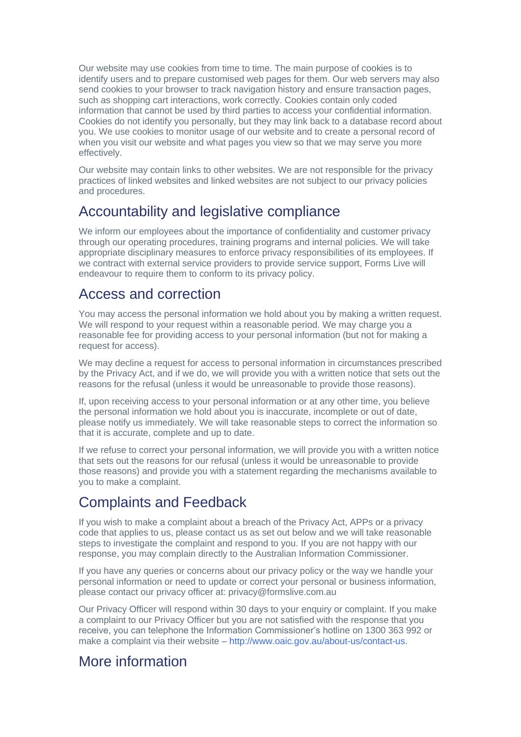Our website may use cookies from time to time. The main purpose of cookies is to identify users and to prepare customised web pages for them. Our web servers may also send cookies to your browser to track navigation history and ensure transaction pages, such as shopping cart interactions, work correctly. Cookies contain only coded information that cannot be used by third parties to access your confidential information. Cookies do not identify you personally, but they may link back to a database record about you. We use cookies to monitor usage of our website and to create a personal record of when you visit our website and what pages you view so that we may serve you more effectively.

Our website may contain links to other websites. We are not responsible for the privacy practices of linked websites and linked websites are not subject to our privacy policies and procedures.

## Accountability and legislative compliance

We inform our employees about the importance of confidentiality and customer privacy through our operating procedures, training programs and internal policies. We will take appropriate disciplinary measures to enforce privacy responsibilities of its employees. If we contract with external service providers to provide service support, Forms Live will endeavour to require them to conform to its privacy policy.

## Access and correction

You may access the personal information we hold about you by making a written request. We will respond to your request within a reasonable period. We may charge you a reasonable fee for providing access to your personal information (but not for making a request for access).

We may decline a request for access to personal information in circumstances prescribed by the Privacy Act, and if we do, we will provide you with a written notice that sets out the reasons for the refusal (unless it would be unreasonable to provide those reasons).

If, upon receiving access to your personal information or at any other time, you believe the personal information we hold about you is inaccurate, incomplete or out of date, please notify us immediately. We will take reasonable steps to correct the information so that it is accurate, complete and up to date.

If we refuse to correct your personal information, we will provide you with a written notice that sets out the reasons for our refusal (unless it would be unreasonable to provide those reasons) and provide you with a statement regarding the mechanisms available to you to make a complaint.

## Complaints and Feedback

If you wish to make a complaint about a breach of the Privacy Act, APPs or a privacy code that applies to us, please contact us as set out below and we will take reasonable steps to investigate the complaint and respond to you. If you are not happy with our response, you may complain directly to the Australian Information Commissioner.

If you have any queries or concerns about our privacy policy or the way we handle your personal information or need to update or correct your personal or business information, please contact our privacy officer at: privacy@formslive.com.au

Our Privacy Officer will respond within 30 days to your enquiry or complaint. If you make a complaint to our Privacy Officer but you are not satisfied with the response that you receive, you can telephone the Information Commissioner's hotline on 1300 363 992 or make a complaint via their website – http://www.oaic.gov.au/about-us/contact-us.

## More information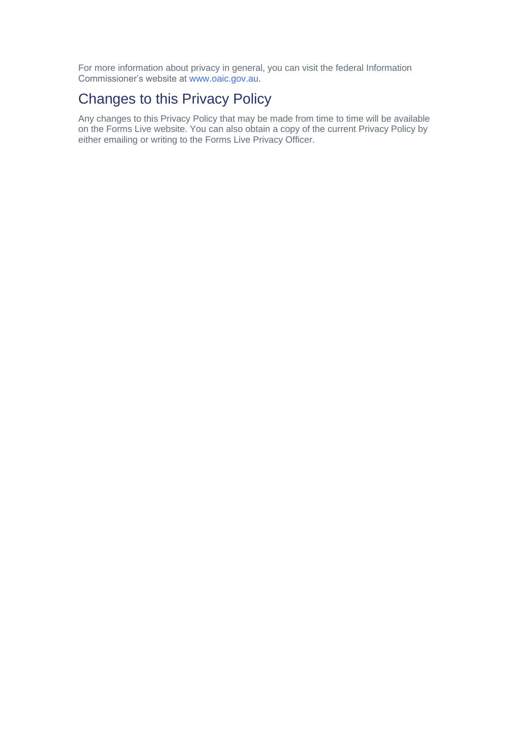For more information about privacy in general, you can visit the federal Information Commissioner's website at www.oaic.gov.au.

## Changes to this Privacy Policy

Any changes to this Privacy Policy that may be made from time to time will be available on the Forms Live website. You can also obtain a copy of the current Privacy Policy by either emailing or writing to the Forms Live Privacy Officer.